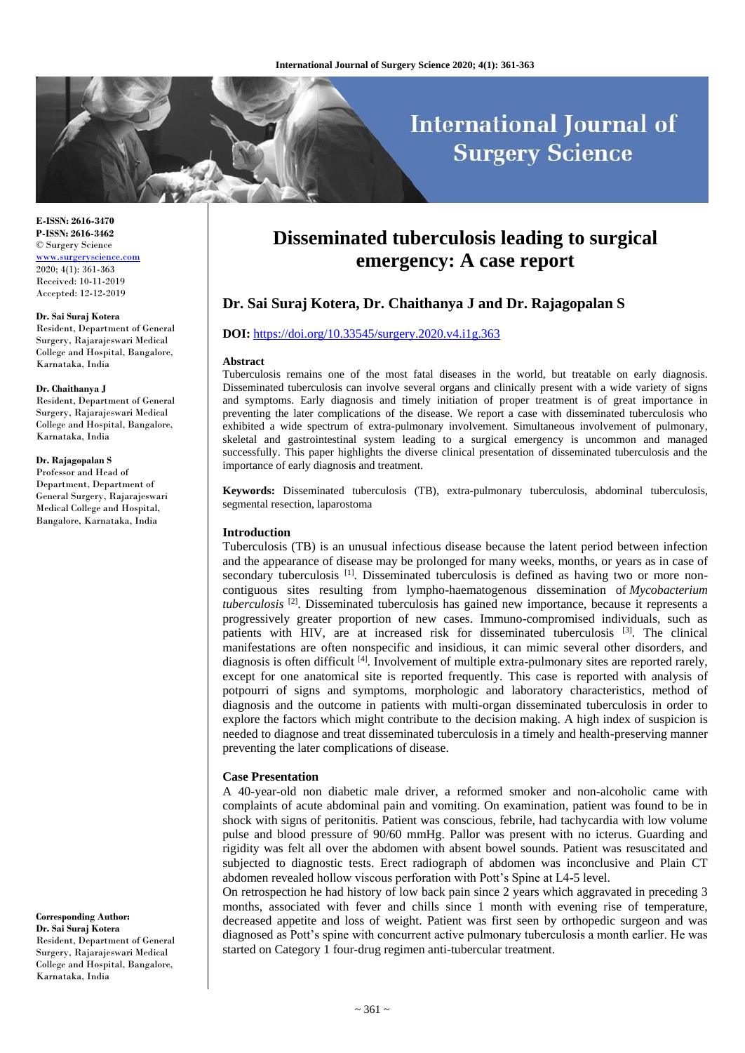# Disseminated tuberculosis leading to surgical emergency: A case report

## Dr. Sai Suraj Kotera, Dr. Chaithanya J and Dr. Rajagopalan S

**DOI:** https://doi.org/10.33545/surgery.2020.v4.i1g.363

E-ISSN: 2616-3470
P-ISSN: 2616-3462
© Surgery Science
www.surgeryscience.com
2020; 4(1): 361-363
Received: 10-11-2019
Accepted: 12-12-2019

**Dr. Sai Suraj Kotera**
Resident, Department of General Surgery, Rajarajeswari Medical College and Hospital, Bangalore, Karnataka, India

**Dr. Chaithanya J**
Resident, Department of General Surgery, Rajarajeswari Medical College and Hospital, Bangalore, Karnataka, India

**Dr. Rajagopalan S**
Professor and Head of Department, Department of General Surgery, Rajarajeswari Medical College and Hospital, Bangalore, Karnataka, India

**Corresponding Author:**
**Dr. Sai Suraj Kotera**
Resident, Department of General Surgery, Rajarajeswari Medical College and Hospital, Bangalore, Karnataka, India

### Abstract

Tuberculosis remains one of the most fatal diseases in the world, but treatable on early diagnosis. Disseminated tuberculosis can involve several organs and clinically present with a wide variety of signs and symptoms. Early diagnosis and timely initiation of proper treatment is of great importance in preventing the later complications of the disease. We report a case with disseminated tuberculosis who exhibited a wide spectrum of extra-pulmonary involvement. Simultaneous involvement of pulmonary, skeletal and gastrointestinal system leading to a surgical emergency is uncommon and managed successfully. This paper highlights the diverse clinical presentation of disseminated tuberculosis and the importance of early diagnosis and treatment.

**Keywords:** Disseminated tuberculosis (TB), extra-pulmonary tuberculosis, abdominal tuberculosis, segmental resection, laparostoma

### Introduction

Tuberculosis (TB) is an unusual infectious disease because the latent period between infection and the appearance of disease may be prolonged for many weeks, months, or years as in case of secondary tuberculosis [1]. Disseminated tuberculosis is defined as having two or more non-contiguous sites resulting from lympho-haematogenous dissemination of *Mycobacterium tuberculosis* [2]. Disseminated tuberculosis has gained new importance, because it represents a progressively greater proportion of new cases. Immuno-compromised individuals, such as patients with HIV, are at increased risk for disseminated tuberculosis [3]. The clinical manifestations are often nonspecific and insidious, it can mimic several other disorders, and diagnosis is often difficult [4]. Involvement of multiple extra-pulmonary sites are reported rarely, except for one anatomical site is reported frequently. This case is reported with analysis of potpourri of signs and symptoms, morphologic and laboratory characteristics, method of diagnosis and the outcome in patients with multi-organ disseminated tuberculosis in order to explore the factors which might contribute to the decision making. A high index of suspicion is needed to diagnose and treat disseminated tuberculosis in a timely and health-preserving manner preventing the later complications of disease.

### Case Presentation

A 40-year-old non diabetic male driver, a reformed smoker and non-alcoholic came with complaints of acute abdominal pain and vomiting. On examination, patient was found to be in shock with signs of peritonitis. Patient was conscious, febrile, had tachycardia with low volume pulse and blood pressure of 90/60 mmHg. Pallor was present with no icterus. Guarding and rigidity was felt all over the abdomen with absent bowel sounds. Patient was resuscitated and subjected to diagnostic tests. Erect radiograph of abdomen was inconclusive and Plain CT abdomen revealed hollow viscous perforation with Pott's Spine at L4-5 level.

On retrospection he had history of low back pain since 2 years which aggravated in preceding 3 months, associated with fever and chills since 1 month with evening rise of temperature, decreased appetite and loss of weight. Patient was first seen by orthopedic surgeon and was diagnosed as Pott's spine with concurrent active pulmonary tuberculosis a month earlier. He was started on Category 1 four-drug regimen anti-tubercular treatment.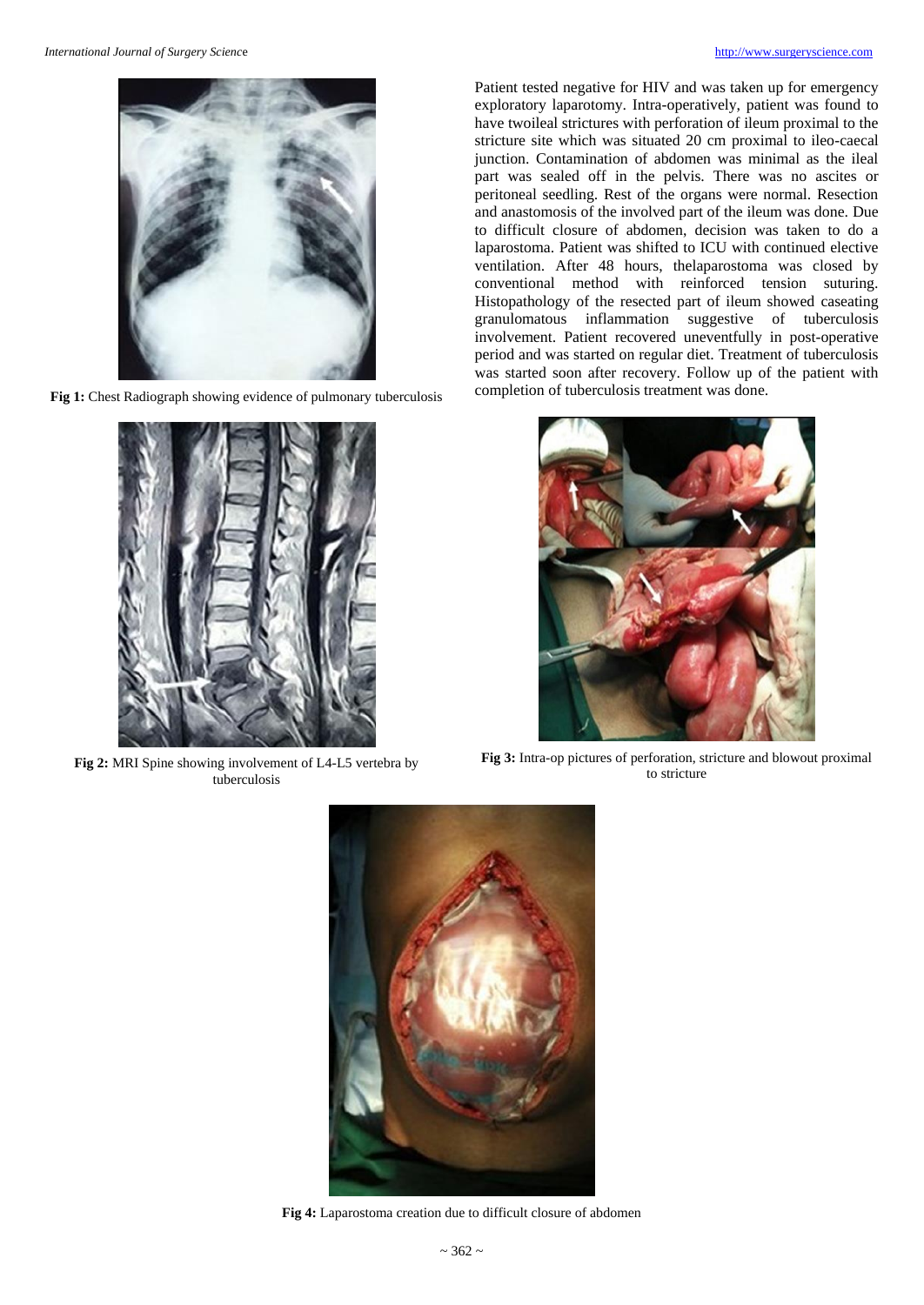Fig 1: Chest Radiograph showing evidence of pulmonary tuberculosis

Fig 2: MRI Spine showing involvement of L4-L5 vertebra by tuberculosis

Patient tested negative for HIV and was taken up for emergency exploratory laparotomy. Intra-operatively, patient was found to have twoileal strictures with perforation of ileum proximal to the stricture site which was situated 20 cm proximal to ileo-caecal junction. Contamination of abdomen was minimal as the ileal part was sealed off in the pelvis. There was no ascites or peritoneal seedling. Rest of the organs were normal. Resection and anastomosis of the involved part of the ileum was done. Due to difficult closure of abdomen, decision was taken to do a laparostoma. Patient was shifted to ICU with continued elective ventilation. After 48 hours, thelaparostoma was closed by conventional method with reinforced tension suturing. Histopathology of the resected part of ileum showed caseating granulomatous inflammation suggestive of tuberculosis involvement. Patient recovered uneventfully in post-operative period and was started on regular diet. Treatment of tuberculosis was started soon after recovery. Follow up of the patient with completion of tuberculosis treatment was done.

Fig 3: Intra-op pictures of perforation, stricture and blowout proximal to stricture

Fig 4: Laparostoma creation due to difficult closure of abdomen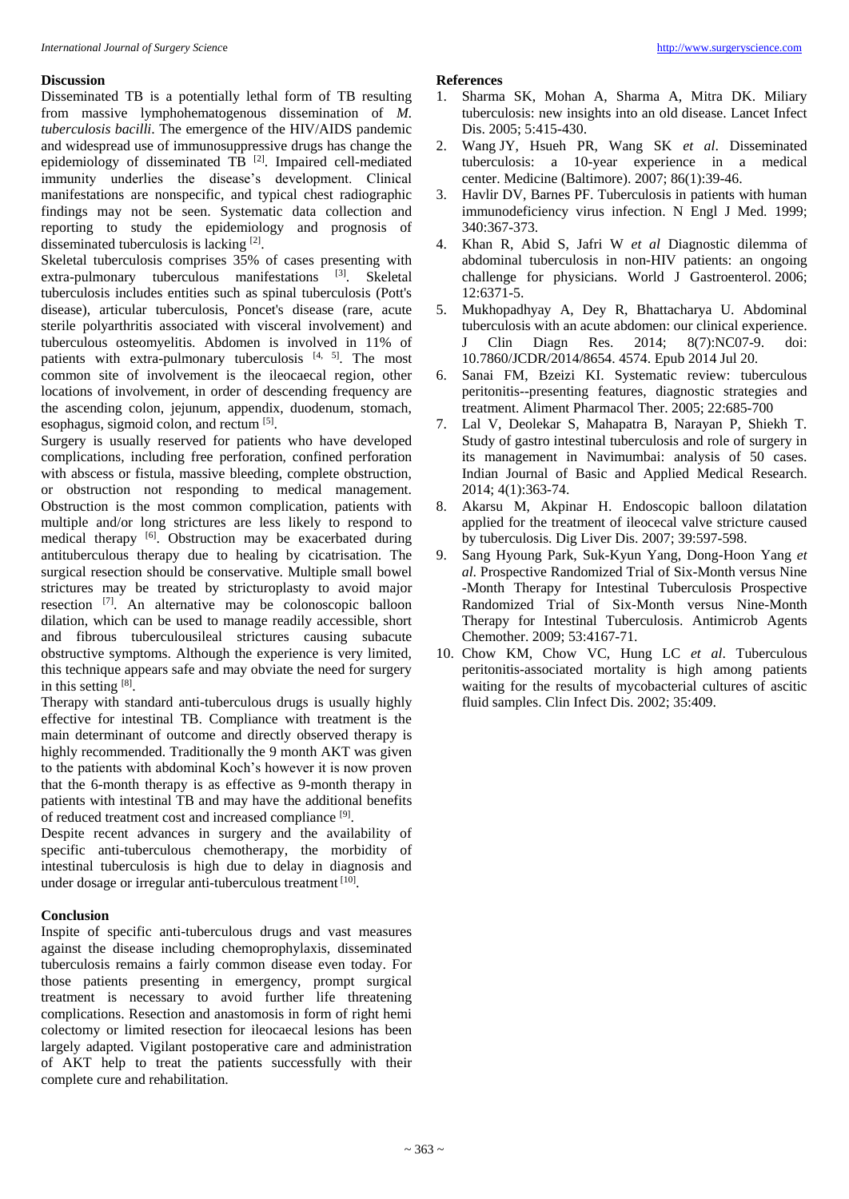## Discussion

Disseminated TB is a potentially lethal form of TB resulting from massive lymphohematogenous dissemination of *M. tuberculosis bacilli*. The emergence of the HIV/AIDS pandemic and widespread use of immunosuppressive drugs has change the epidemiology of disseminated TB [2]. Impaired cell-mediated immunity underlies the disease's development. Clinical manifestations are nonspecific, and typical chest radiographic findings may not be seen. Systematic data collection and reporting to study the epidemiology and prognosis of disseminated tuberculosis is lacking [2].

Skeletal tuberculosis comprises 35% of cases presenting with extra-pulmonary tuberculous manifestations [3]. Skeletal tuberculosis includes entities such as spinal tuberculosis (Pott's disease), articular tuberculosis, Poncet's disease (rare, acute sterile polyarthritis associated with visceral involvement) and tuberculous osteomyelitis. Abdomen is involved in 11% of patients with extra-pulmonary tuberculosis [4, 5]. The most common site of involvement is the ileocaecal region, other locations of involvement, in order of descending frequency are the ascending colon, jejunum, appendix, duodenum, stomach, esophagus, sigmoid colon, and rectum [5].

Surgery is usually reserved for patients who have developed complications, including free perforation, confined perforation with abscess or fistula, massive bleeding, complete obstruction, or obstruction not responding to medical management. Obstruction is the most common complication, patients with multiple and/or long strictures are less likely to respond to medical therapy [6]. Obstruction may be exacerbated during antituberculous therapy due to healing by cicatrisation. The surgical resection should be conservative. Multiple small bowel strictures may be treated by stricturoplasty to avoid major resection [7]. An alternative may be colonoscopic balloon dilation, which can be used to manage readily accessible, short and fibrous tuberculousileal strictures causing subacute obstructive symptoms. Although the experience is very limited, this technique appears safe and may obviate the need for surgery in this setting [8].

Therapy with standard anti-tuberculous drugs is usually highly effective for intestinal TB. Compliance with treatment is the main determinant of outcome and directly observed therapy is highly recommended. Traditionally the 9 month AKT was given to the patients with abdominal Koch's however it is now proven that the 6-month therapy is as effective as 9-month therapy in patients with intestinal TB and may have the additional benefits of reduced treatment cost and increased compliance [9].

Despite recent advances in surgery and the availability of specific anti-tuberculous chemotherapy, the morbidity of intestinal tuberculosis is high due to delay in diagnosis and under dosage or irregular anti-tuberculous treatment [10].

## Conclusion

Inspite of specific anti-tuberculous drugs and vast measures against the disease including chemoprophylaxis, disseminated tuberculosis remains a fairly common disease even today. For those patients presenting in emergency, prompt surgical treatment is necessary to avoid further life threatening complications. Resection and anastomosis in form of right hemi colectomy or limited resection for ileocaecal lesions has been largely adapted. Vigilant postoperative care and administration of AKT help to treat the patients successfully with their complete cure and rehabilitation.

## References

1. Sharma SK, Mohan A, Sharma A, Mitra DK. Miliary tuberculosis: new insights into an old disease. Lancet Infect Dis. 2005; 5:415-430.
2. Wang JY, Hsueh PR, Wang SK *et al*. Disseminated tuberculosis: a 10-year experience in a medical center. Medicine (Baltimore). 2007; 86(1):39-46.
3. Havlir DV, Barnes PF. Tuberculosis in patients with human immunodeficiency virus infection. N Engl J Med. 1999; 340:367-373.
4. Khan R, Abid S, Jafri W *et al* Diagnostic dilemma of abdominal tuberculosis in non-HIV patients: an ongoing challenge for physicians. World J Gastroenterol. 2006; 12:6371-5.
5. Mukhopadhyay A, Dey R, Bhattacharya U. Abdominal tuberculosis with an acute abdomen: our clinical experience. J Clin Diagn Res. 2014; 8(7):NC07-9. doi: 10.7860/JCDR/2014/8654. 4574. Epub 2014 Jul 20.
6. Sanai FM, Bzeizi KI. Systematic review: tuberculous peritonitis--presenting features, diagnostic strategies and treatment. Aliment Pharmacol Ther. 2005; 22:685-700
7. Lal V, Deolekar S, Mahapatra B, Narayan P, Shiekh T. Study of gastro intestinal tuberculosis and role of surgery in its management in Navimumbai: analysis of 50 cases. Indian Journal of Basic and Applied Medical Research. 2014; 4(1):363-74.
8. Akarsu M, Akpinar H. Endoscopic balloon dilatation applied for the treatment of ileocecal valve stricture caused by tuberculosis. Dig Liver Dis. 2007; 39:597-598.
9. Sang Hyoung Park, Suk-Kyun Yang, Dong-Hoon Yang *et al*. Prospective Randomized Trial of Six-Month versus Nine -Month Therapy for Intestinal Tuberculosis Prospective Randomized Trial of Six-Month versus Nine-Month Therapy for Intestinal Tuberculosis. Antimicrob Agents Chemother. 2009; 53:4167-71.
10. Chow KM, Chow VC, Hung LC *et al*. Tuberculous peritonitis-associated mortality is high among patients waiting for the results of mycobacterial cultures of ascitic fluid samples. Clin Infect Dis. 2002; 35:409.